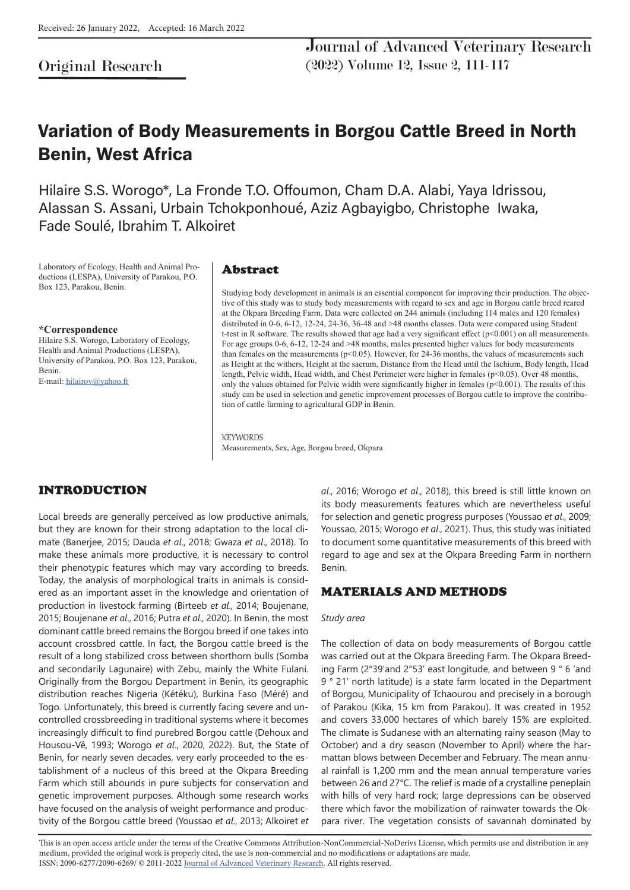Received: 26 January 2022, Accepted: 16 March 2022

Original Research

# Variation of Body Measurements in Borgou Cattle Breed in North Benin, West Africa

Hilaire S.S. Worogo*, La Fronde T.O. Offoumon, Cham D.A. Alabi, Yaya Idrissou, Alassan S. Assani, Urbain Tchokponhoué, Aziz Agbayigbo, Christophe Iwaka, Fade Soulé, Ibrahim T. Alkoiret

Laboratory of Ecology, Health and Animal Productions (LESPA), University of Parakou, P.O. Box 123, Parakou, Benin.

**\*Correspondence**
Hilaire S.S. Worogo, Laboratory of Ecology, Health and Animal Productions (LESPA), University of Parakou, P.O. Box 123, Parakou, Benin.
E-mail: hilairov@yahoo.fr

## Abstract

Studying body development in animals is an essential component for improving their production. The objective of this study was to study body measurements with regard to sex and age in Borgou cattle breed reared at the Okpara Breeding Farm. Data were collected on 244 animals (including 114 males and 120 females) distributed in 0-6, 6-12, 12-24, 24-36, 36-48 and >48 months classes. Data were compared using Student t-test in R software. The results showed that age had a very significant effect ($p<0.001$) on all measurements. For age groups 0-6, 6-12, 12-24 and >48 months, males presented higher values for body measurements than females on the measurements ($p<0.05$). However, for 24-36 months, the values of measurements such as Height at the withers, Height at the sacrum, Distance from the Head until the Ischium, Body length, Head length, Pelvic width, Head width, and Chest Perimeter were higher in females ($p<0.05$). Over 48 months, only the values obtained for Pelvic width were significantly higher in females ($p<0.001$). The results of this study can be used in selection and genetic improvement processes of Borgou cattle to improve the contribution of cattle farming to agricultural GDP in Benin.

KEYWORDS
Measurements, Sex, Age, Borgou breed, Okpara

## INTRODUCTION

Local breeds are generally perceived as low productive animals, but they are known for their strong adaptation to the local climate (Banerjee, 2015; Dauda *et al*., 2018; Gwaza *et al*., 2018). To make these animals more productive, it is necessary to control their phenotypic features which may vary according to breeds. Today, the analysis of morphological traits in animals is considered as an important asset in the knowledge and orientation of production in livestock farming (Birteeb *et al*., 2014; Boujenane, 2015; Boujenane *et al*., 2016; Putra *et al*., 2020). In Benin, the most dominant cattle breed remains the Borgou breed if one takes into account crossbred cattle. In fact, the Borgou cattle breed is the result of a long stabilized cross between shorthorn bulls (Somba and secondarily Lagunaire) with Zebu, mainly the White Fulani. Originally from the Borgou Department in Benin, its geographic distribution reaches Nigeria (Kétéku), Burkina Faso (Méré) and Togo. Unfortunately, this breed is currently facing severe and uncontrolled crossbreeding in traditional systems where it becomes increasingly difficult to find purebred Borgou cattle (Dehoux and Housou-Vê, 1993; Worogo *et al*., 2020, 2022). But, the State of Benin, for nearly seven decades, very early proceeded to the establishment of a nucleus of this breed at the Okpara Breeding Farm which still abounds in pure subjects for conservation and genetic improvement purposes. Although some research works have focused on the analysis of weight performance and productivity of the Borgou cattle breed (Youssao *et al*., 2013; Alkoiret *et al*., 2016; Worogo *et al*., 2018), this breed is still little known on its body measurements features which are nevertheless useful for selection and genetic progress purposes (Youssao *et al*., 2009; Youssao, 2015; Worogo *et al*., 2021). Thus, this study was initiated to document some quantitative measurements of this breed with regard to age and sex at the Okpara Breeding Farm in northern Benin.

## MATERIALS AND METHODS

### *Study area*

The collection of data on body measurements of Borgou cattle was carried out at the Okpara Breeding Farm. The Okpara Breeding Farm (2°39'and 2°53' east longitude, and between 9 ° 6 'and 9 ° 21' north latitude) is a state farm located in the Department of Borgou, Municipality of Tchaourou and precisely in a borough of Parakou (Kika, 15 km from Parakou). It was created in 1952 and covers 33,000 hectares of which barely 15% are exploited. The climate is Sudanese with an alternating rainy season (May to October) and a dry season (November to April) where the harmattan blows between December and February. The mean annual rainfall is 1,200 mm and the mean annual temperature varies between 26 and 27°C. The relief is made of a crystalline peneplain with hills of very hard rock; large depressions can be observed there which favor the mobilization of rainwater towards the Okpara river. The vegetation consists of savannah dominated by

This is an open access article under the terms of the Creative Commons Attribution-NonCommercial-NoDerivs License, which permits use and distribution in any medium, provided the original work is properly cited, the use is non-commercial and no modifications or adaptations are made.
ISSN: 2090-6277/2090-6269/ © 2011-2022 Journal of Advanced Veterinary Research. All rights reserved.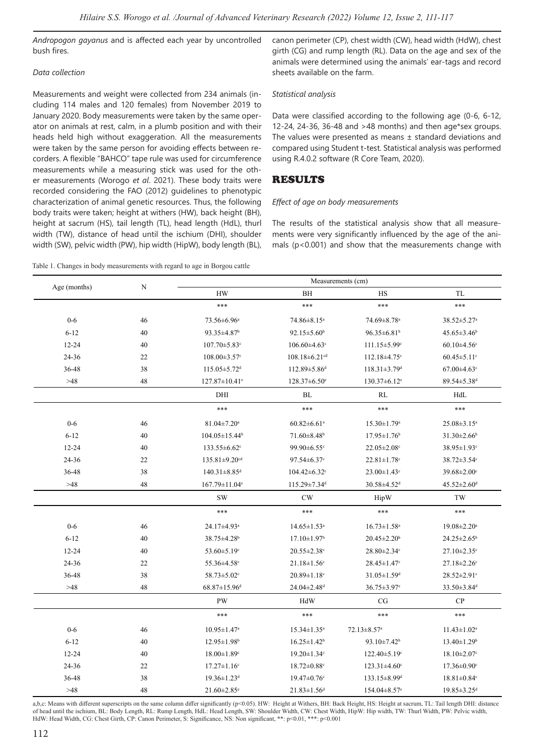*Andropogon gayanus* and is affected each year by uncontrolled bush fires.

*Data collection*

Measurements and weight were collected from 234 animals (including 114 males and 120 females) from November 2019 to January 2020. Body measurements were taken by the same operator on animals at rest, calm, in a plumb position and with their heads held high without exaggeration. All the measurements were taken by the same person for avoiding effects between recorders. A flexible "BAHCO" tape rule was used for circumference measurements while a measuring stick was used for the other measurements (Worogo *et al*. 2021). These body traits were recorded considering the FAO (2012) guidelines to phenotypic characterization of animal genetic resources. Thus, the following body traits were taken; height at withers (HW), back height (BH), height at sacrum (HS), tail length (TL), head length (HdL), thurl width (TW), distance of head until the ischium (DHI), shoulder width (SW), pelvic width (PW), hip width (HipW), body length (BL), canon perimeter (CP), chest width (CW), head width (HdW), chest girth (CG) and rump length (RL). Data on the age and sex of the animals were determined using the animals' ear-tags and record sheets available on the farm.

*Statistical analysis*

Data were classified according to the following age (0-6, 6-12, 12-24, 24-36, 36-48 and >48 months) and then age*sex groups. The values were presented as means ± standard deviations and compared using Student t-test. Statistical analysis was performed using R.4.0.2 software (R Core Team, 2020).

## RESULTS

*Effect of age on body measurements*

The results of the statistical analysis show that all measurements were very significantly influenced by the age of the animals ($p<0.001$) and show that the measurements change with

Table 1. Changes in body measurements with regard to age in Borgou cattle

| Age (months) | N | Measurements (cm) | | | |
|---|---|---|---|---|---|
| | | HW | BH | HS | TL |
| | | *** | *** | *** | *** |
| 0-6 | 46 | 73.56±6.96[a] | 74.86±8.15[a] | 74.69±8.78[a] | 38.52±5.27[a] |
| 6-12 | 40 | 93.35±4.87[b] | 92.15±5.60[b] | 96.35±6.81[b] | 45.65±3.46[b] |
| 12-24 | 40 | 107.70±5.83[c] | 106.60±4.63[c] | 111.15±5.99[c] | 60.10±4.56[c] |
| 24-36 | 22 | 108.00±3.57[c] | 108.18±6.21[cd] | 112.18±4.75[c] | 60.45±5.11[c] |
| 36-48 | 38 | 115.05±5.72[d] | 112.89±5.86[d] | 118.31±3.79[d] | 67.00±4.63[c] |
| >48 | 48 | 127.87±10.41[e] | 128.37±6.50[e] | 130.37±6.12[e] | 89.54±5.38[d] |
| | | DHI | BL | RL | HdL |
| | | *** | *** | *** | *** |
| 0-6 | 46 | 81.04±7.20[a] | 60.82±6.61[a] | 15.30±1.79[a] | 25.08±3.15[a] |
| 6-12 | 40 | 104.05±15.44[b] | 71.60±8.48[b] | 17.95±1.76[b] | 31.30±2.66[b] |
| 12-24 | 40 | 133.55±6.62[c] | 99.90±6.55[c] | 22.05±2.08[c] | 38.95±1.93[c] |
| 24-36 | 22 | 135.81±9.20[cd] | 97.54±6.37[c] | 22.81±1.78[c] | 38.72±3.54[c] |
| 36-48 | 38 | 140.31±8.85[d] | 104.42±6.32[c] | 23.00±1.43[c] | 39.68±2.00[c] |
| >48 | 48 | 167.79±11.04[e] | 115.29±7.34[d] | 30.58±4.52[d] | 45.52±2.60[d] |
| | | SW | CW | HipW | TW |
| | | *** | *** | *** | *** |
| 0-6 | 46 | 24.17±4.93[a] | 14.65±1.53[a] | 16.73±1.58[a] | 19.08±2.20[a] |
| 6-12 | 40 | 38.75±4.28[b] | 17.10±1.97[b] | 20.45±2.20[b] | 24.25±2.65[b] |
| 12-24 | 40 | 53.60±5.19[c] | 20.55±2.38[c] | 28.80±2.34[c] | 27.10±2.35[c] |
| 24-36 | 22 | 55.36±4.58[c] | 21.18±1.56[c] | 28.45±1.47[c] | 27.18±2.26[c] |
| 36-48 | 38 | 58.73±5.02[c] | 20.89±1.18[c] | 31.05±1.59[d] | 28.52±2.91[c] |
| >48 | 48 | 68.87±15.96[d] | 24.04±2.48[d] | 36.75±3.97[e] | 33.50±3.84[d] |
| | | PW | HdW | CG | CP |
| | | *** | *** | *** | *** |
| 0-6 | 46 | 10.95±1.47[a] | 15.34±1.35[a] | 72.13±8.57[a] | 11.43±1.02[a] |
| 6-12 | 40 | 12.95±1.98[b] | 16.25±1.42[b] | 93.10±7.42[b] | 13.40±1.29[b] |
| 12-24 | 40 | 18.00±1.89[c] | 19.20±1.34[c] | 122.40±5.19[c] | 18.10±2.07[c] |
| 24-36 | 22 | 17.27±1.16[c] | 18.72±0.88[c] | 123.31±4.60[c] | 17.36±0.90[c] |
| 36-48 | 38 | 19.36±1.23[d] | 19.47±0.76[c] | 133.15±8.99[d] | 18.81±0.84[c] |
| >48 | 48 | 21.60±2.85[e] | 21.83±1.56[d] | 154.04±8.57[e] | 19.85±3.25[d] |

a,b,c: Means with different superscripts on the same column differ significantly ($p<0.05$). HW: Height at Withers, BH: Back Height, HS: Height at sacrum, TL: Tail length DHI: distance of head until the ischium, BL: Body Length, RL: Rump Length, HdL: Head Length, SW: Shoulder Width, CW: Chest Width, HipW: Hip width, TW: Thurl Width, PW: Pelvic width, HdW: Head Width, CG: Chest Girth, CP: Canon Perimeter, S: Significance, NS: Non significant, **: $p<0.01$, ***: $p<0.001$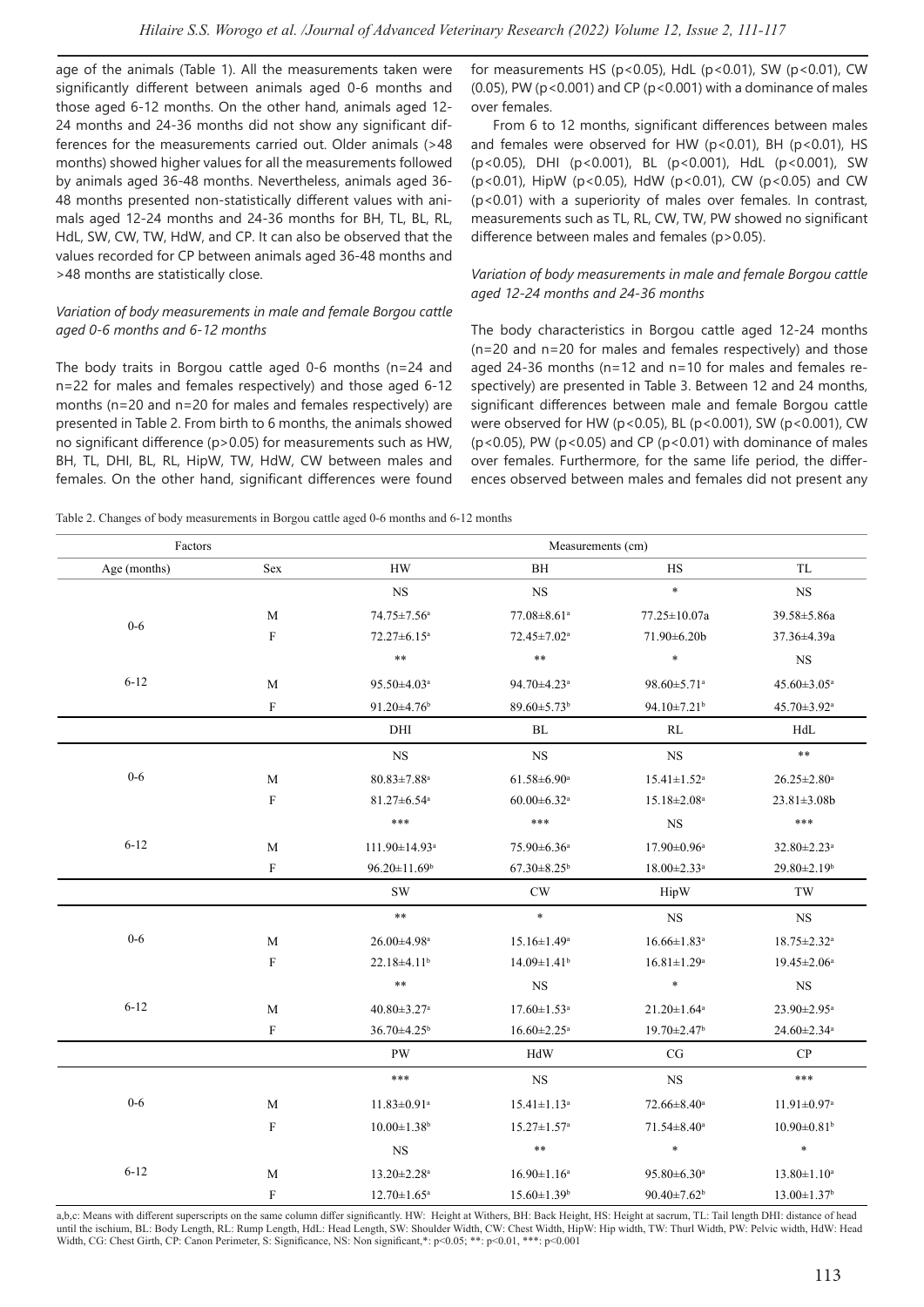age of the animals (Table 1). All the measurements taken were significantly different between animals aged 0-6 months and those aged 6-12 months. On the other hand, animals aged 12-24 months and 24-36 months did not show any significant differences for the measurements carried out. Older animals (>48 months) showed higher values for all the measurements followed by animals aged 36-48 months. Nevertheless, animals aged 36-48 months presented non-statistically different values with animals aged 12-24 months and 24-36 months for BH, TL, BL, RL, HdL, SW, CW, TW, HdW, and CP. It can also be observed that the values recorded for CP between animals aged 36-48 months and >48 months are statistically close.

*Variation of body measurements in male and female Borgou cattle aged 0-6 months and 6-12 months*

The body traits in Borgou cattle aged 0-6 months (n=24 and n=22 for males and females respectively) and those aged 6-12 months (n=20 and n=20 for males and females respectively) are presented in Table 2. From birth to 6 months, the animals showed no significant difference ($p>0.05$) for measurements such as HW, BH, TL, DHI, BL, RL, HipW, TW, HdW, CW between males and females. On the other hand, significant differences were found for measurements HS ($p<0.05$), HdL ($p<0.01$), SW ($p<0.01$), CW (0.05), PW ($p<0.001$) and CP ($p<0.001$) with a dominance of males over females.

From 6 to 12 months, significant differences between males and females were observed for HW ($p<0.01$), BH ($p<0.01$), HS ($p<0.05$), DHI ($p<0.001$), BL ($p<0.001$), HdL ($p<0.001$), SW ($p<0.01$), HipW ($p<0.05$), HdW ($p<0.01$), CW ($p<0.05$) and CW ($p<0.01$) with a superiority of males over females. In contrast, measurements such as TL, RL, CW, TW, PW showed no significant difference between males and females ($p>0.05$).

*Variation of body measurements in male and female Borgou cattle aged 12-24 months and 24-36 months*

The body characteristics in Borgou cattle aged 12-24 months (n=20 and n=20 for males and females respectively) and those aged 24-36 months (n=12 and n=10 for males and females respectively) are presented in Table 3. Between 12 and 24 months, significant differences between male and female Borgou cattle were observed for HW ($p<0.05$), BL ($p<0.001$), SW ($p<0.001$), CW ($p<0.05$), PW ($p<0.05$) and CP ($p<0.01$) with dominance of males over females. Furthermore, for the same life period, the differences observed between males and females did not present any

Table 2. Changes of body measurements in Borgou cattle aged 0-6 months and 6-12 months

| Factors | | Measurements (cm) | | | |
|---|---|---|---|---|---|
| Age (months) | Sex | HW | BH | HS | TL |
| | | NS | NS | * | NS |
| 0-6 | M | 74.75±7.56$^a$ | 77.08±8.61$^a$ | 77.25±10.07a | 39.58±5.86a |
| | F | 72.27±6.15$^a$ | 72.45±7.02$^a$ | 71.90±6.20b | 37.36±4.39a |
| | | ** | ** | * | NS |
| 6-12 | M | 95.50±4.03$^a$ | 94.70±4.23$^a$ | 98.60±5.71$^a$ | 45.60±3.05$^a$ |
| | F | 91.20±4.76$^b$ | 89.60±5.73$^b$ | 94.10±7.21$^b$ | 45.70±3.92$^a$ |
| | | DHI | BL | RL | HdL |
| | | NS | NS | NS | ** |
| 0-6 | M | 80.83±7.88$^a$ | 61.58±6.90$^a$ | 15.41±1.52$^a$ | 26.25±2.80$^a$ |
| | F | 81.27±6.54$^a$ | 60.00±6.32$^a$ | 15.18±2.08$^a$ | 23.81±3.08b |
| | | *** | *** | NS | *** |
| 6-12 | M | 111.90±14.93$^a$ | 75.90±6.36$^a$ | 17.90±0.96$^a$ | 32.80±2.23$^a$ |
| | F | 96.20±11.69$^b$ | 67.30±8.25$^b$ | 18.00±2.33$^a$ | 29.80±2.19$^b$ |
| | | SW | CW | HipW | TW |
| | | ** | * | NS | NS |
| 0-6 | M | 26.00±4.98$^a$ | 15.16±1.49$^a$ | 16.66±1.83$^a$ | 18.75±2.32$^a$ |
| | F | 22.18±4.11$^b$ | 14.09±1.41$^b$ | 16.81±1.29$^a$ | 19.45±2.06$^a$ |
| | | ** | NS | * | NS |
| 6-12 | M | 40.80±3.27$^a$ | 17.60±1.53$^a$ | 21.20±1.64$^a$ | 23.90±2.95$^a$ |
| | F | 36.70±4.25$^b$ | 16.60±2.25$^a$ | 19.70±2.47$^b$ | 24.60±2.34$^a$ |
| | | PW | HdW | CG | CP |
| | | *** | NS | NS | *** |
| 0-6 | M | 11.83±0.91$^a$ | 15.41±1.13$^a$ | 72.66±8.40$^a$ | 11.91±0.97$^a$ |
| | F | 10.00±1.38$^b$ | 15.27±1.57$^a$ | 71.54±8.40$^a$ | 10.90±0.81$^b$ |
| | | NS | ** | * | * |
| 6-12 | M | 13.20±2.28$^a$ | 16.90±1.16$^a$ | 95.80±6.30$^a$ | 13.80±1.10$^a$ |
| | F | 12.70±1.65$^a$ | 15.60±1.39$^b$ | 90.40±7.62$^b$ | 13.00±1.37$^b$ |

a,b,c: Means with different superscripts on the same column differ significantly. HW: Height at Withers, BH: Back Height, HS: Height at sacrum, TL: Tail length DHI: distance of head until the ischium, BL: Body Length, RL: Rump Length, HdL: Head Length, SW: Shoulder Width, CW: Chest Width, HipW: Hip width, TW: Thurl Width, PW: Pelvic width, HdW: Head Width, CG: Chest Girth, CP: Canon Perimeter, S: Significance, NS: Non significant,*: $p<0.05$; **: $p<0.01$, ***: $p<0.001$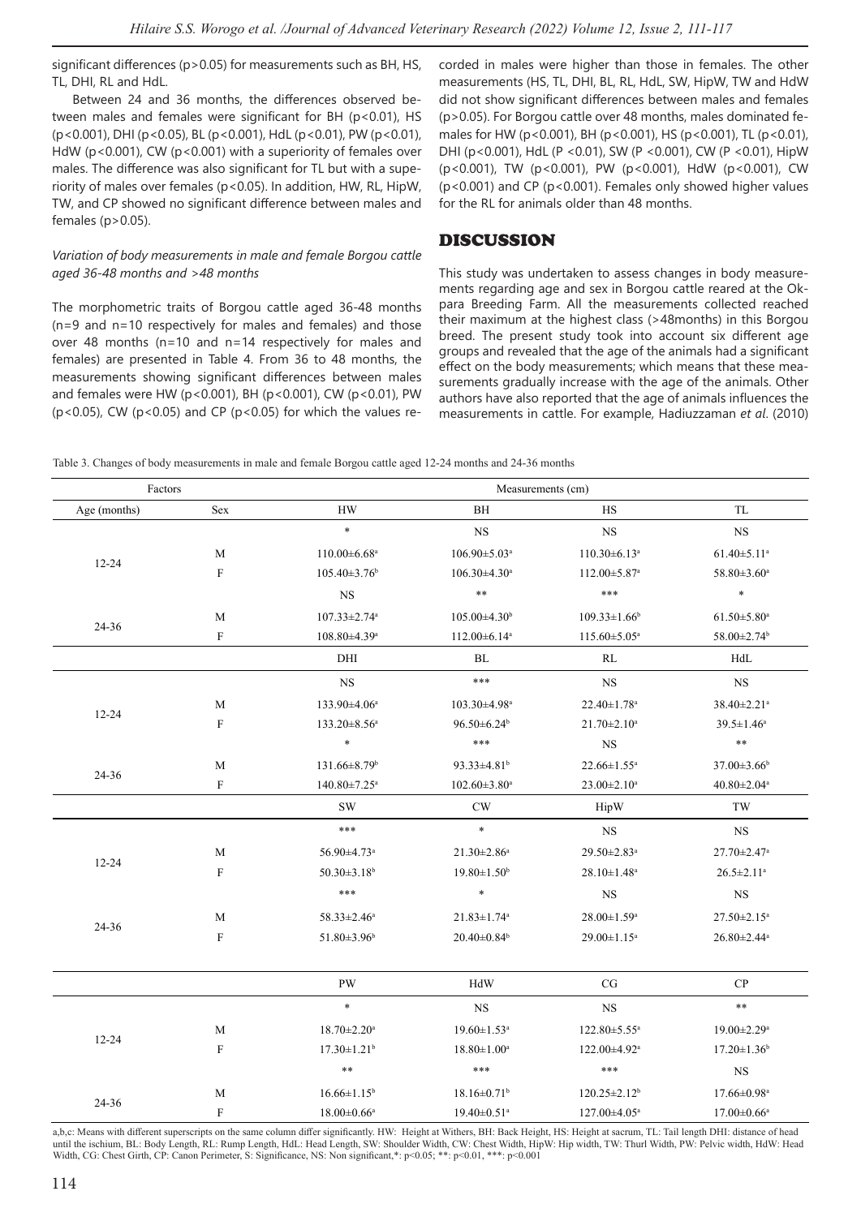significant differences (p>0.05) for measurements such as BH, HS, TL, DHI, RL and HdL.

Between 24 and 36 months, the differences observed between males and females were significant for BH (p<0.01), HS (p<0.001), DHI (p<0.05), BL (p<0.001), HdL (p<0.01), PW (p<0.01), HdW (p<0.001), CW (p<0.001) with a superiority of females over males. The difference was also significant for TL but with a superiority of males over females (p<0.05). In addition, HW, RL, HipW, TW, and CP showed no significant difference between males and females (p>0.05).

### *Variation of body measurements in male and female Borgou cattle aged 36-48 months and >48 months*

The morphometric traits of Borgou cattle aged 36-48 months (n=9 and n=10 respectively for males and females) and those over 48 months (n=10 and n=14 respectively for males and females) are presented in Table 4. From 36 to 48 months, the measurements showing significant differences between males and females were HW (p<0.001), BH (p<0.001), CW (p<0.01), PW (p<0.05), CW (p<0.05) and CP (p<0.05) for which the values recorded in males were higher than those in females. The other measurements (HS, TL, DHI, BL, RL, HdL, SW, HipW, TW and HdW did not show significant differences between males and females (p>0.05). For Borgou cattle over 48 months, males dominated females for HW (p<0.001), BH (p<0.001), HS (p<0.001), TL (p<0.01), DHI (p<0.001), HdL (P <0.01), SW (P <0.001), CW (P <0.01), HipW (p<0.001), TW (p<0.001), PW (p<0.001), HdW (p<0.001), CW (p<0.001) and CP (p<0.001). Females only showed higher values for the RL for animals older than 48 months.

## DISCUSSION

This study was undertaken to assess changes in body measurements regarding age and sex in Borgou cattle reared at the Okpara Breeding Farm. All the measurements collected reached their maximum at the highest class (>48months) in this Borgou breed. The present study took into account six different age groups and revealed that the age of the animals had a significant effect on the body measurements; which means that these measurements gradually increase with the age of the animals. Other authors have also reported that the age of animals influences the measurements in cattle. For example, Hadiuzzaman *et al.* (2010)

Table 3. Changes of body measurements in male and female Borgou cattle aged 12-24 months and 24-36 months

| Factors | | Measurements (cm) | | | |
|---|---|---|---|---|---|
| Age (months) | Sex | HW | BH | HS | TL |
| | | * | NS | NS | NS |
| 12-24 | M | 110.00±6.68[a] | 106.90±5.03[a] | 110.30±6.13[a] | 61.40±5.11[a] |
| | F | 105.40±3.76[b] | 106.30±4.30[a] | 112.00±5.87[a] | 58.80±3.60[a] |
| | | NS | ** | *** | * |
| 24-36 | M | 107.33±2.74[a] | 105.00±4.30[b] | 109.33±1.66[b] | 61.50±5.80[a] |
| | F | 108.80±4.39[a] | 112.00±6.14[a] | 115.60±5.05[a] | 58.00±2.74[b] |
| | | DHI | BL | RL | HdL |
| | | NS | *** | NS | NS |
| 12-24 | M | 133.90±4.06[a] | 103.30±4.98[a] | 22.40±1.78[a] | 38.40±2.21[a] |
| | F | 133.20±8.56[a] | 96.50±6.24[b] | 21.70±2.10[a] | 39.5±1.46[a] |
| | | * | *** | NS | ** |
| 24-36 | M | 131.66±8.79[b] | 93.33±4.81[b] | 22.66±1.55[a] | 37.00±3.66[b] |
| | F | 140.80±7.25[a] | 102.60±3.80[a] | 23.00±2.10[a] | 40.80±2.04[a] |
| | | SW | CW | HipW | TW |
| | | *** | * | NS | NS |
| 12-24 | M | 56.90±4.73[a] | 21.30±2.86[a] | 29.50±2.83[a] | 27.70±2.47[a] |
| | F | 50.30±3.18[b] | 19.80±1.50[b] | 28.10±1.48[a] | 26.5±2.11[a] |
| | | *** | * | NS | NS |
| 24-36 | M | 58.33±2.46[a] | 21.83±1.74[a] | 28.00±1.59[a] | 27.50±2.15[a] |
| | F | 51.80±3.96[b] | 20.40±0.84[b] | 29.00±1.15[a] | 26.80±2.44[a] |
| | | PW | HdW | CG | CP |
| | | * | NS | NS | ** |
| 12-24 | M | 18.70±2.20[a] | 19.60±1.53[a] | 122.80±5.55[a] | 19.00±2.29[a] |
| | F | 17.30±1.21[b] | 18.80±1.00[a] | 122.00±4.92[a] | 17.20±1.36[b] |
| | | ** | *** | *** | NS |
| 24-36 | M | 16.66±1.15[b] | 18.16±0.71[b] | 120.25±2.12[b] | 17.66±0.98[a] |
| | F | 18.00±0.66[a] | 19.40±0.51[a] | 127.00±4.05[a] | 17.00±0.66[a] |

a,b,c: Means with different superscripts on the same column differ significantly. HW: Height at Withers, BH: Back Height, HS: Height at sacrum, TL: Tail length DHI: distance of head until the ischium, BL: Body Length, RL: Rump Length, HdL: Head Length, SW: Shoulder Width, CW: Chest Width, HipW: Hip width, TW: Thurl Width, PW: Pelvic width, HdW: Head Width, CG: Chest Girth, CP: Canon Perimeter, S: Significance, NS: Non significant,*: p<0.05; **: p<0.01, ***: p<0.001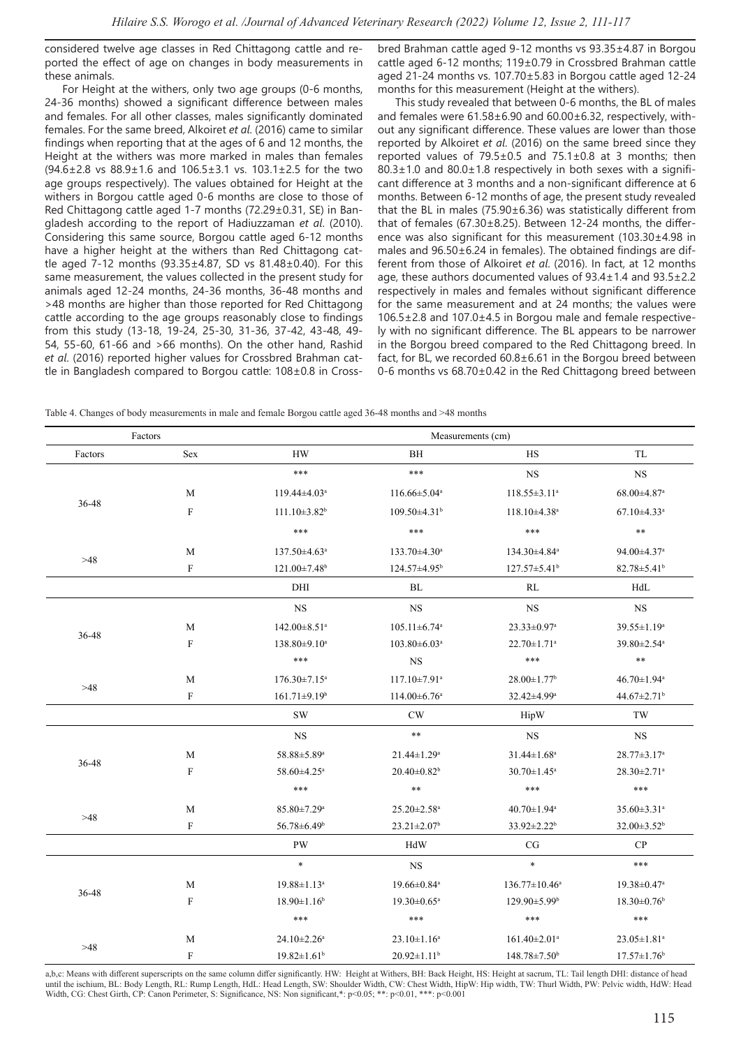considered twelve age classes in Red Chittagong cattle and reported the effect of age on changes in body measurements in these animals.

For Height at the withers, only two age groups (0-6 months, 24-36 months) showed a significant difference between males and females. For all other classes, males significantly dominated females. For the same breed, Alkoiret *et al.* (2016) came to similar findings when reporting that at the ages of 6 and 12 months, the Height at the withers was more marked in males than females (94.6±2.8 vs 88.9±1.6 and 106.5±3.1 vs. 103.1±2.5 for the two age groups respectively). The values obtained for Height at the withers in Borgou cattle aged 0-6 months are close to those of Red Chittagong cattle aged 1-7 months (72.29±0.31, SE) in Bangladesh according to the report of Hadiuzzaman *et al.* (2010). Considering this same source, Borgou cattle aged 6-12 months have a higher height at the withers than Red Chittagong cattle aged 7-12 months (93.35±4.87, SD vs 81.48±0.40). For this same measurement, the values collected in the present study for animals aged 12-24 months, 24-36 months, 36-48 months and >48 months are higher than those reported for Red Chittagong cattle according to the age groups reasonably close to findings from this study (13-18, 19-24, 25-30, 31-36, 37-42, 43-48, 49-54, 55-60, 61-66 and >66 months). On the other hand, Rashid *et al.* (2016) reported higher values for Crossbred Brahman cattle in Bangladesh compared to Borgou cattle: 108±0.8 in Crossbred Brahman cattle aged 9-12 months vs 93.35±4.87 in Borgou cattle aged 6-12 months; 119±0.79 in Crossbred Brahman cattle aged 21-24 months vs. 107.70±5.83 in Borgou cattle aged 12-24 months for this measurement (Height at the withers).

This study revealed that between 0-6 months, the BL of males and females were 61.58±6.90 and 60.00±6.32, respectively, without any significant difference. These values are lower than those reported by Alkoiret *et al.* (2016) on the same breed since they reported values of 79.5±0.5 and 75.1±0.8 at 3 months; then 80.3±1.0 and 80.0±1.8 respectively in both sexes with a significant difference at 3 months and a non-significant difference at 6 months. Between 6-12 months of age, the present study revealed that the BL in males (75.90±6.36) was statistically different from that of females (67.30±8.25). Between 12-24 months, the difference was also significant for this measurement (103.30±4.98 in males and 96.50±6.24 in females). The obtained findings are different from those of Alkoiret *et al.* (2016). In fact, at 12 months age, these authors documented values of 93.4±1.4 and 93.5±2.2 respectively in males and females without significant difference for the same measurement and at 24 months; the values were 106.5±2.8 and 107.0±4.5 in Borgou male and female respectively with no significant difference. The BL appears to be narrower in the Borgou breed compared to the Red Chittagong breed. In fact, for BL, we recorded 60.8±6.61 in the Borgou breed between 0-6 months vs 68.70±0.42 in the Red Chittagong breed between

Table 4. Changes of body measurements in male and female Borgou cattle aged 36-48 months and >48 months

| Factors | | Measurements (cm) | | | |
|---|---|---|---|---|---|
| Factors | Sex | HW | BH | HS | TL |
| 36-48 | | *** | *** | NS | NS |
| | M | 119.44±4.03[a] | 116.66±5.04[a] | 118.55±3.11[a] | 68.00±4.87[a] |
| | F | 111.10±3.82[b] | 109.50±4.31[b] | 118.10±4.38[a] | 67.10±4.33[a] |
| >48 | | *** | *** | *** | ** |
| | M | 137.50±4.63[a] | 133.70±4.30[a] | 134.30±4.84[a] | 94.00±4.37[a] |
| | F | 121.00±7.48[b] | 124.57±4.95[b] | 127.57±5.41[b] | 82.78±5.41[b] |
| | | DHI | BL | RL | HdL |
| 36-48 | | NS | NS | NS | NS |
| | M | 142.00±8.51[a] | 105.11±6.74[a] | 23.33±0.97[a] | 39.55±1.19[a] |
| | F | 138.80±9.10[a] | 103.80±6.03[a] | 22.70±1.71[a] | 39.80±2.54[a] |
| >48 | | *** | NS | *** | ** |
| | M | 176.30±7.15[a] | 117.10±7.91[a] | 28.00±1.77[b] | 46.70±1.94[a] |
| | F | 161.71±9.19[b] | 114.00±6.76[a] | 32.42±4.99[a] | 44.67±2.71[b] |
| | | SW | CW | HipW | TW |
| 36-48 | | NS | ** | NS | NS |
| | M | 58.88±5.89[a] | 21.44±1.29[a] | 31.44±1.68[a] | 28.77±3.17[a] |
| | F | 58.60±4.25[a] | 20.40±0.82[b] | 30.70±1.45[a] | 28.30±2.71[a] |
| >48 | | *** | ** | *** | *** |
| | M | 85.80±7.29[a] | 25.20±2.58[a] | 40.70±1.94[a] | 35.60±3.31[a] |
| | F | 56.78±6.49[b] | 23.21±2.07[b] | 33.92±2.22[b] | 32.00±3.52[b] |
| | | PW | HdW | CG | CP |
| 36-48 | | * | NS | * | *** |
| | M | 19.88±1.13[a] | 19.66±0.84[a] | 136.77±10.46[a] | 19.38±0.47[a] |
| | F | 18.90±1.16[b] | 19.30±0.65[a] | 129.90±5.99[b] | 18.30±0.76[b] |
| >48 | | *** | *** | *** | *** |
| | M | 24.10±2.26[a] | 23.10±1.16[a] | 161.40±2.01[a] | 23.05±1.81[a] |
| | F | 19.82±1.61[b] | 20.92±1.11[b] | 148.78±7.50[b] | 17.57±1.76[b] |

a,b,c: Means with different superscripts on the same column differ significantly. HW: Height at Withers, BH: Back Height, HS: Height at sacrum, TL: Tail length DHI: distance of head until the ischium, BL: Body Length, RL: Rump Length, HdL: Head Length, SW: Shoulder Width, CW: Chest Width, HipW: Hip width, TW: Thurl Width, PW: Pelvic width, HdW: Head Width, CG: Chest Girth, CP: Canon Perimeter, S: Significance, NS: Non significant,*: $p<0.05$; **: $p<0.01$, ***: $p<0.001$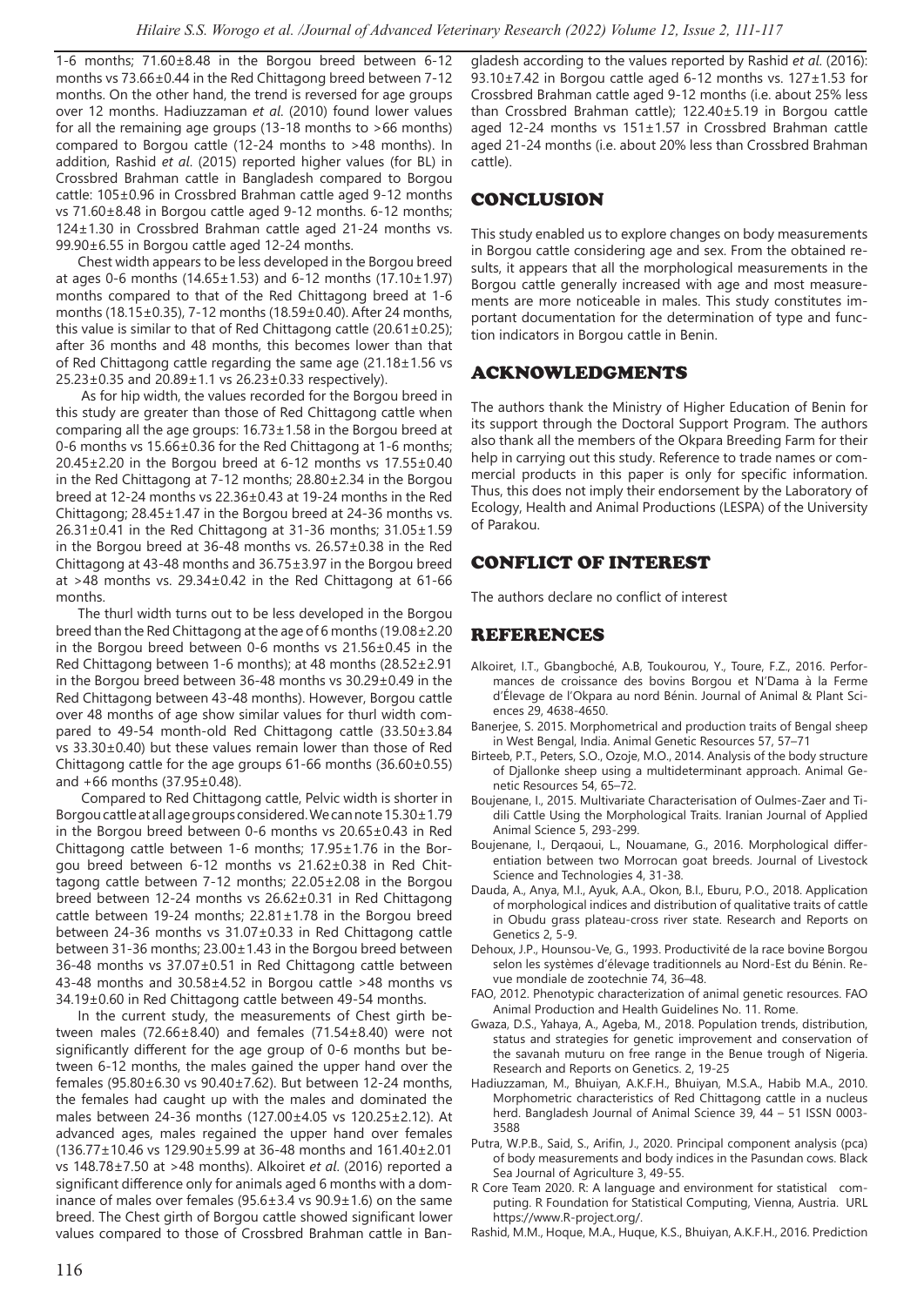1-6 months; 71.60±8.48 in the Borgou breed between 6-12 months vs 73.66±0.44 in the Red Chittagong breed between 7-12 months. On the other hand, the trend is reversed for age groups over 12 months. Hadiuzzaman *et al*. (2010) found lower values for all the remaining age groups (13-18 months to >66 months) compared to Borgou cattle (12-24 months to >48 months). In addition, Rashid *et al*. (2015) reported higher values (for BL) in Crossbred Brahman cattle in Bangladesh compared to Borgou cattle: 105±0.96 in Crossbred Brahman cattle aged 9-12 months vs 71.60±8.48 in Borgou cattle aged 9-12 months. 6-12 months; 124±1.30 in Crossbred Brahman cattle aged 21-24 months vs. 99.90±6.55 in Borgou cattle aged 12-24 months.

Chest width appears to be less developed in the Borgou breed at ages 0-6 months (14.65±1.53) and 6-12 months (17.10±1.97) months compared to that of the Red Chittagong breed at 1-6 months (18.15±0.35), 7-12 months (18.59±0.40). After 24 months, this value is similar to that of Red Chittagong cattle (20.61±0.25); after 36 months and 48 months, this becomes lower than that of Red Chittagong cattle regarding the same age (21.18±1.56 vs 25.23±0.35 and 20.89±1.1 vs 26.23±0.33 respectively).

As for hip width, the values recorded for the Borgou breed in this study are greater than those of Red Chittagong cattle when comparing all the age groups: 16.73±1.58 in the Borgou breed at 0-6 months vs 15.66±0.36 for the Red Chittagong at 1-6 months; 20.45±2.20 in the Borgou breed at 6-12 months vs 17.55±0.40 in the Red Chittagong at 7-12 months; 28.80±2.34 in the Borgou breed at 12-24 months vs 22.36±0.43 at 19-24 months in the Red Chittagong; 28.45±1.47 in the Borgou breed at 24-36 months vs. 26.31±0.41 in the Red Chittagong at 31-36 months; 31.05±1.59 in the Borgou breed at 36-48 months vs. 26.57±0.38 in the Red Chittagong at 43-48 months and 36.75±3.97 in the Borgou breed at >48 months vs. 29.34±0.42 in the Red Chittagong at 61-66 months.

The thurl width turns out to be less developed in the Borgou breed than the Red Chittagong at the age of 6 months (19.08±2.20 in the Borgou breed between 0-6 months vs 21.56±0.45 in the Red Chittagong between 1-6 months); at 48 months (28.52±2.91 in the Borgou breed between 36-48 months vs 30.29±0.49 in the Red Chittagong between 43-48 months). However, Borgou cattle over 48 months of age show similar values for thurl width compared to 49-54 month-old Red Chittagong cattle (33.50±3.84 vs 33.30±0.40) but these values remain lower than those of Red Chittagong cattle for the age groups 61-66 months (36.60±0.55) and +66 months (37.95±0.48).

Compared to Red Chittagong cattle, Pelvic width is shorter in Borgou cattle at all age groups considered. We can note 15.30±1.79 in the Borgou breed between 0-6 months vs 20.65±0.43 in Red Chittagong cattle between 1-6 months; 17.95±1.76 in the Borgou breed between 6-12 months vs 21.62±0.38 in Red Chittagong cattle between 7-12 months; 22.05±2.08 in the Borgou breed between 12-24 months vs 26.62±0.31 in Red Chittagong cattle between 19-24 months; 22.81±1.78 in the Borgou breed between 24-36 months vs 31.07±0.33 in Red Chittagong cattle between 31-36 months; 23.00±1.43 in the Borgou breed between 36-48 months vs 37.07±0.51 in Red Chittagong cattle between 43-48 months and 30.58±4.52 in Borgou cattle >48 months vs 34.19±0.60 in Red Chittagong cattle between 49-54 months.

In the current study, the measurements of Chest girth between males (72.66±8.40) and females (71.54±8.40) were not significantly different for the age group of 0-6 months but between 6-12 months, the males gained the upper hand over the females (95.80±6.30 vs 90.40±7.62). But between 12-24 months, the females had caught up with the males and dominated the males between 24-36 months (127.00±4.05 vs 120.25±2.12). At advanced ages, males regained the upper hand over females (136.77±10.46 vs 129.90±5.99 at 36-48 months and 161.40±2.01 vs 148.78±7.50 at >48 months). Alkoiret *et al*. (2016) reported a significant difference only for animals aged 6 months with a dominance of males over females (95.6±3.4 vs 90.9±1.6) on the same breed. The Chest girth of Borgou cattle showed significant lower values compared to those of Crossbred Brahman cattle in Bangladesh according to the values reported by Rashid *et al*. (2016): 93.10±7.42 in Borgou cattle aged 6-12 months vs. 127±1.53 for Crossbred Brahman cattle aged 9-12 months (i.e. about 25% less than Crossbred Brahman cattle); 122.40±5.19 in Borgou cattle aged 12-24 months vs 151±1.57 in Crossbred Brahman cattle aged 21-24 months (i.e. about 20% less than Crossbred Brahman cattle).

## CONCLUSION

This study enabled us to explore changes on body measurements in Borgou cattle considering age and sex. From the obtained results, it appears that all the morphological measurements in the Borgou cattle generally increased with age and most measurements are more noticeable in males. This study constitutes important documentation for the determination of type and function indicators in Borgou cattle in Benin.

## ACKNOWLEDGMENTS

The authors thank the Ministry of Higher Education of Benin for its support through the Doctoral Support Program. The authors also thank all the members of the Okpara Breeding Farm for their help in carrying out this study. Reference to trade names or commercial products in this paper is only for specific information. Thus, this does not imply their endorsement by the Laboratory of Ecology, Health and Animal Productions (LESPA) of the University of Parakou.

## CONFLICT OF INTEREST

The authors declare no conflict of interest

## REFERENCES

- Alkoiret, I.T., Gbangboché, A.B, Toukourou, Y., Toure, F.Z., 2016. Performances de croissance des bovins Borgou et N'Dama à la Ferme d'Élevage de l'Okpara au nord Bénin. Journal of Animal & Plant Sciences 29, 4638-4650.
- Banerjee, S. 2015. Morphometrical and production traits of Bengal sheep in West Bengal, India. Animal Genetic Resources 57, 57–71
- Birteeb, P.T., Peters, S.O., Ozoje, M.O., 2014. Analysis of the body structure of Djallonke sheep using a multideterminant approach. Animal Genetic Resources 54, 65–72.
- Boujenane, I., 2015. Multivariate Characterisation of Oulmes-Zaer and Tidili Cattle Using the Morphological Traits. Iranian Journal of Applied Animal Science 5, 293-299.
- Boujenane, I., Derqaoui, L., Nouamane, G., 2016. Morphological differentiation between two Morrocan goat breeds. Journal of Livestock Science and Technologies 4, 31-38.
- Dauda, A., Anya, M.I., Ayuk, A.A., Okon, B.I., Eburu, P.O., 2018. Application of morphological indices and distribution of qualitative traits of cattle in Obudu grass plateau-cross river state. Research and Reports on Genetics 2, 5-9.
- Dehoux, J.P., Hounsou-Ve, G., 1993. Productivité de la race bovine Borgou selon les systèmes d'élevage traditionnels au Nord-Est du Bénin. Revue mondiale de zootechnie 74, 36–48.
- FAO, 2012. Phenotypic characterization of animal genetic resources. FAO Animal Production and Health Guidelines No. 11. Rome.
- Gwaza, D.S., Yahaya, A., Ageba, M., 2018. Population trends, distribution, status and strategies for genetic improvement and conservation of the savanah muturu on free range in the Benue trough of Nigeria. Research and Reports on Genetics. 2, 19-25
- Hadiuzzaman, M., Bhuiyan, A.K.F.H., Bhuiyan, M.S.A., Habib M.A., 2010. Morphometric characteristics of Red Chittagong cattle in a nucleus herd. Bangladesh Journal of Animal Science 39, 44 – 51 ISSN 0003-3588
- Putra, W.P.B., Said, S., Arifin, J., 2020. Principal component analysis (pca) of body measurements and body indices in the Pasundan cows. Black Sea Journal of Agriculture 3, 49-55.
- R Core Team 2020. R: A language and environment for statistical computing. R Foundation for Statistical Computing, Vienna, Austria. URL https://www.R-project.org/.
- Rashid, M.M., Hoque, M.A., Huque, K.S., Bhuiyan, A.K.F.H., 2016. Prediction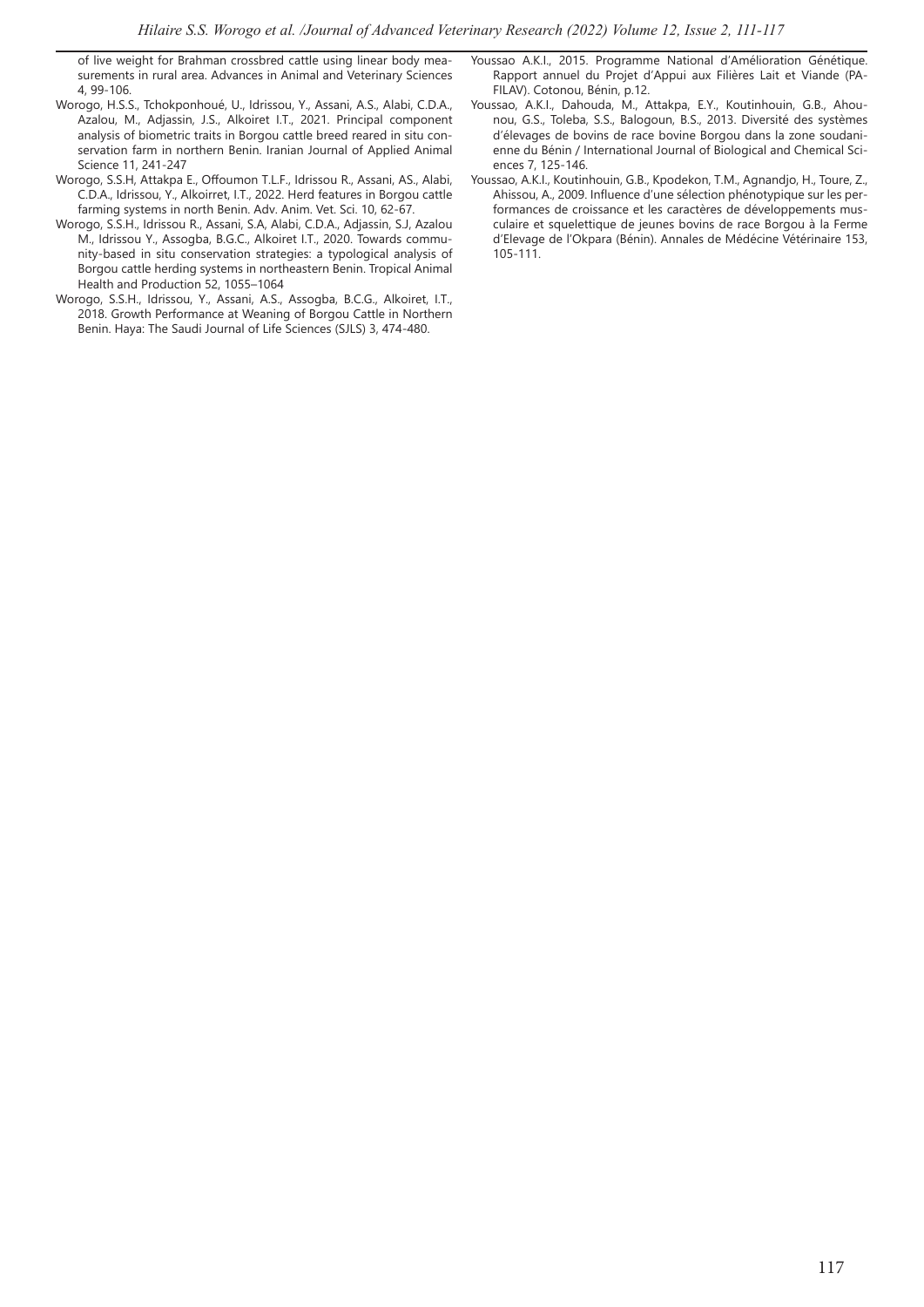of live weight for Brahman crossbred cattle using linear body measurements in rural area. Advances in Animal and Veterinary Sciences 4, 99-106.

Worogo, H.S.S., Tchokponhoué, U., Idrissou, Y., Assani, A.S., Alabi, C.D.A., Azalou, M., Adjassin, J.S., Alkoiret I.T., 2021. Principal component analysis of biometric traits in Borgou cattle breed reared in situ conservation farm in northern Benin. Iranian Journal of Applied Animal Science 11, 241-247

Worogo, S.S.H, Attakpa E., Offoumon T.L.F., Idrissou R., Assani, AS., Alabi, C.D.A., Idrissou, Y., Alkoirret, I.T., 2022. Herd features in Borgou cattle farming systems in north Benin. Adv. Anim. Vet. Sci. 10, 62-67.

Worogo, S.S.H., Idrissou R., Assani, S.A, Alabi, C.D.A., Adjassin, S.J, Azalou M., Idrissou Y., Assogba, B.G.C., Alkoiret I.T., 2020. Towards community-based in situ conservation strategies: a typological analysis of Borgou cattle herding systems in northeastern Benin. Tropical Animal Health and Production 52, 1055–1064

Worogo, S.S.H., Idrissou, Y., Assani, A.S., Assogba, B.C.G., Alkoiret, I.T., 2018. Growth Performance at Weaning of Borgou Cattle in Northern Benin. Haya: The Saudi Journal of Life Sciences (SJLS) 3, 474-480.

Youssao A.K.I., 2015. Programme National d'Amélioration Génétique. Rapport annuel du Projet d'Appui aux Filières Lait et Viande (PAFILAV). Cotonou, Bénin, p.12.

Youssao, A.K.I., Dahouda, M., Attakpa, E.Y., Koutinhouin, G.B., Ahounou, G.S., Toleba, S.S., Balogoun, B.S., 2013. Diversité des systèmes d'élevages de bovins de race bovine Borgou dans la zone soudanienne du Bénin / International Journal of Biological and Chemical Sciences 7, 125-146.

Youssao, A.K.I., Koutinhouin, G.B., Kpodekon, T.M., Agnandjo, H., Toure, Z., Ahissou, A., 2009. Influence d'une sélection phénotypique sur les performances de croissance et les caractères de développements musculaire et squelettique de jeunes bovins de race Borgou à la Ferme d'Elevage de l'Okpara (Bénin). Annales de Médécine Vétérinaire 153, 105-111.